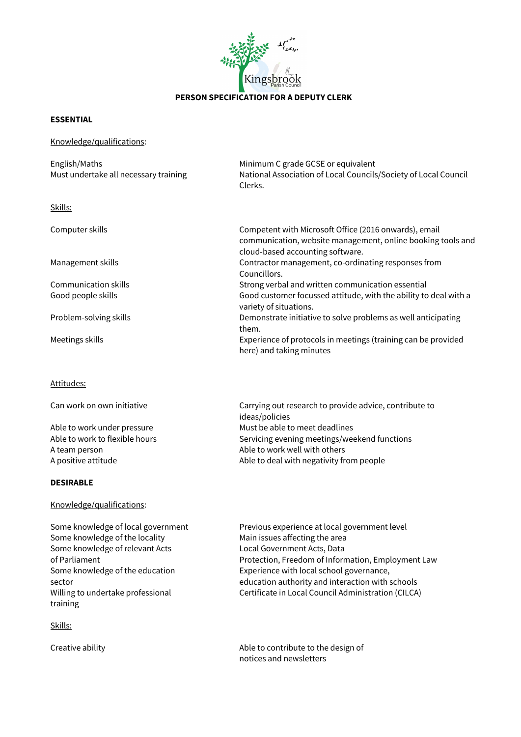Kingsbrook Parish Council

# PERSON SPECIFICATION FOR A DEPUTY CLERK

## ESSENTIAL

### Knowledge/qualifications:

| | |
|---|---|
| English/Maths | Minimum C grade GCSE or equivalent |
| Must undertake all necessary training | National Association of Local Councils/Society of Local Council Clerks. |

### Skills:

| | |
|---|---|
| Computer skills | Competent with Microsoft Office (2016 onwards), email communication, website management, online booking tools and cloud-based accounting software. |
| Management skills | Contractor management, co-ordinating responses from Councillors. |
| Communication skills | Strong verbal and written communication essential |
| Good people skills | Good customer focussed attitude, with the ability to deal with a variety of situations. |
| Problem-solving skills | Demonstrate initiative to solve problems as well anticipating them. |
| Meetings skills | Experience of protocols in meetings (training can be provided here) and taking minutes |

### Attitudes:

| | |
|---|---|
| Can work on own initiative | Carrying out research to provide advice, contribute to ideas/policies |
| Able to work under pressure | Must be able to meet deadlines |
| Able to work to flexible hours | Servicing evening meetings/weekend functions |
| A team person | Able to work well with others |
| A positive attitude | Able to deal with negativity from people |

## DESIRABLE

### Knowledge/qualifications:

| | |
|---|---|
| Some knowledge of local government | Previous experience at local government level |
| Some knowledge of the locality | Main issues affecting the area |
| Some knowledge of relevant Acts of Parliament | Local Government Acts, Data Protection, Freedom of Information, Employment Law |
| Some knowledge of the education sector | Experience with local school governance, education authority and interaction with schools |
| Willing to undertake professional training | Certificate in Local Council Administration (CILCA) |

### Skills:

| | |
|---|---|
| Creative ability | Able to contribute to the design of notices and newsletters |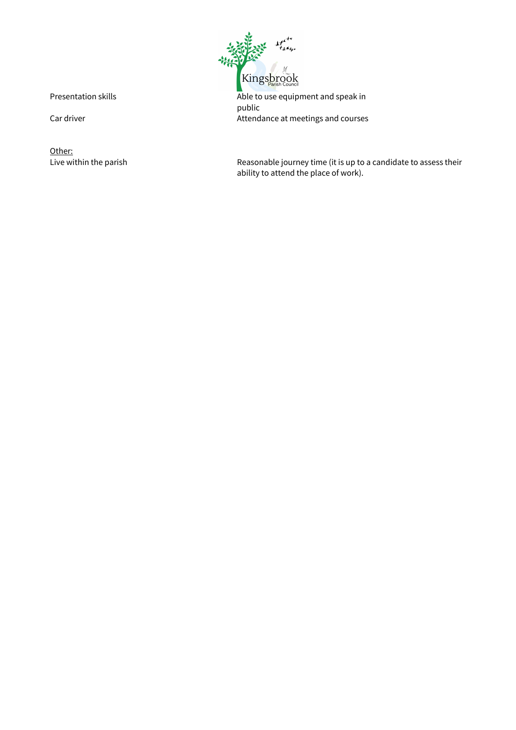| | |
|---|---|
| Presentation skills | Able to use equipment and speak in public |
| Car driver | Attendance at meetings and courses |

Other:

| | |
|---|---|
| Live within the parish | Reasonable journey time (it is up to a candidate to assess their ability to attend the place of work). |